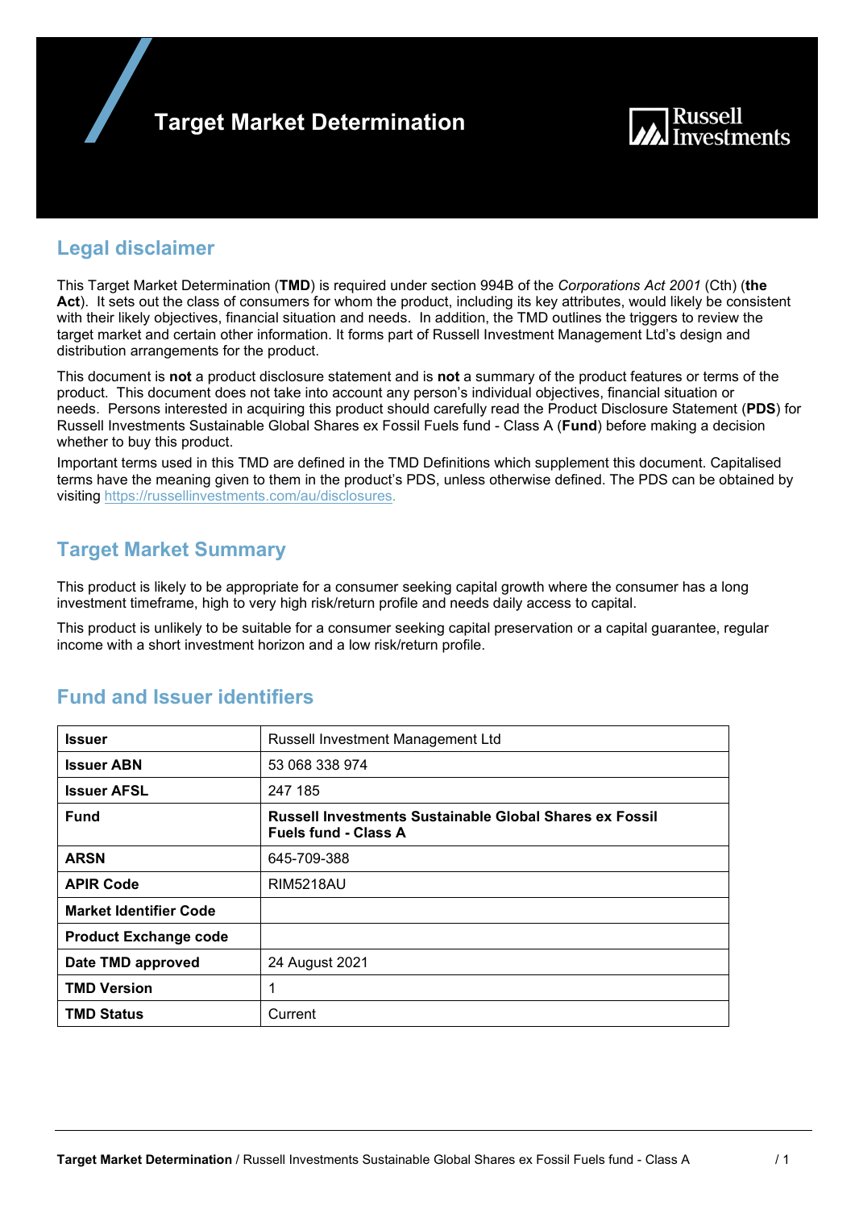# Target Market Determination

Russell Investments

## Legal disclaimer

This Target Market Determination (**TMD**) is required under section 994B of the *Corporations Act 2001* (Cth) (**the Act**). It sets out the class of consumers for whom the product, including its key attributes, would likely be consistent with their likely objectives, financial situation and needs. In addition, the TMD outlines the triggers to review the target market and certain other information. It forms part of Russell Investment Management Ltd's design and distribution arrangements for the product.

This document is **not** a product disclosure statement and is **not** a summary of the product features or terms of the product. This document does not take into account any person's individual objectives, financial situation or needs. Persons interested in acquiring this product should carefully read the Product Disclosure Statement (**PDS**) for Russell Investments Sustainable Global Shares ex Fossil Fuels fund - Class A (**Fund**) before making a decision whether to buy this product.

Important terms used in this TMD are defined in the TMD Definitions which supplement this document. Capitalised terms have the meaning given to them in the product's PDS, unless otherwise defined. The PDS can be obtained by visiting https://russellinvestments.com/au/disclosures.

## Target Market Summary

This product is likely to be appropriate for a consumer seeking capital growth where the consumer has a long investment timeframe, high to very high risk/return profile and needs daily access to capital.

This product is unlikely to be suitable for a consumer seeking capital preservation or a capital guarantee, regular income with a short investment horizon and a low risk/return profile.

## Fund and Issuer identifiers

| | |
|---|---|
| **Issuer** | Russell Investment Management Ltd |
| **Issuer ABN** | 53 068 338 974 |
| **Issuer AFSL** | 247 185 |
| **Fund** | **Russell Investments Sustainable Global Shares ex Fossil Fuels fund - Class A** |
| **ARSN** | 645-709-388 |
| **APIR Code** | RIM5218AU |
| **Market Identifier Code** | |
| **Product Exchange code** | |
| **Date TMD approved** | 24 August 2021 |
| **TMD Version** | 1 |
| **TMD Status** | Current |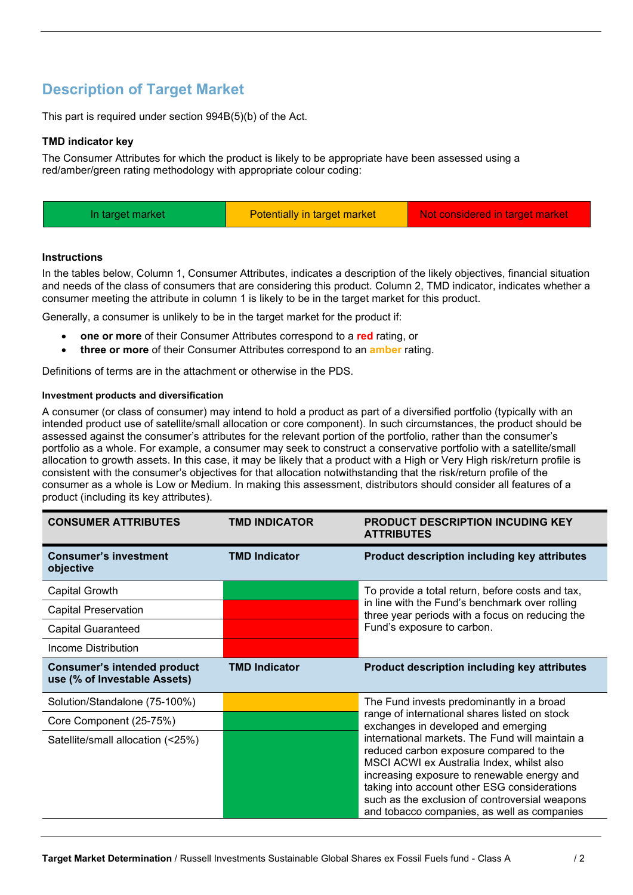## Description of Target Market

This part is required under section 994B(5)(b) of the Act.

**TMD indicator key**

The Consumer Attributes for which the product is likely to be appropriate have been assessed using a red/amber/green rating methodology with appropriate colour coding:

| In target market | Potentially in target market | Not considered in target market |
|---|---|---|

**Instructions**

In the tables below, Column 1, Consumer Attributes, indicates a description of the likely objectives, financial situation and needs of the class of consumers that are considering this product. Column 2, TMD indicator, indicates whether a consumer meeting the attribute in column 1 is likely to be in the target market for this product.

Generally, a consumer is unlikely to be in the target market for the product if:

- **one or more** of their Consumer Attributes correspond to a **red** rating, or
- **three or more** of their Consumer Attributes correspond to an **amber** rating.

Definitions of terms are in the attachment or otherwise in the PDS.

**Investment products and diversification**

A consumer (or class of consumer) may intend to hold a product as part of a diversified portfolio (typically with an intended product use of satellite/small allocation or core component). In such circumstances, the product should be assessed against the consumer's attributes for the relevant portion of the portfolio, rather than the consumer's portfolio as a whole. For example, a consumer may seek to construct a conservative portfolio with a satellite/small allocation to growth assets. In this case, it may be likely that a product with a High or Very High risk/return profile is consistent with the consumer's objectives for that allocation notwithstanding that the risk/return profile of the consumer as a whole is Low or Medium. In making this assessment, distributors should consider all features of a product (including its key attributes).

| CONSUMER ATTRIBUTES | TMD INDICATOR | PRODUCT DESCRIPTION INCUDING KEY ATTRIBUTES |
|---|---|---|
| **Consumer's investment objective** | **TMD Indicator** | **Product description including key attributes** |
| Capital Growth | Green (In target market) | To provide a total return, before costs and tax, in line with the Fund's benchmark over rolling three year periods with a focus on reducing the Fund's exposure to carbon. |
| Capital Preservation | Red (Not considered in target market) | |
| Capital Guaranteed | Red (Not considered in target market) | |
| Income Distribution | Red (Not considered in target market) | |
| **Consumer's intended product use (% of Investable Assets)** | **TMD Indicator** | **Product description including key attributes** |
| Solution/Standalone (75-100%) | Amber (Potentially in target market) | The Fund invests predominantly in a broad range of international shares listed on stock exchanges in developed and emerging international markets. The Fund will maintain a reduced carbon exposure compared to the MSCI ACWI ex Australia Index, whilst also increasing exposure to renewable energy and taking into account other ESG considerations such as the exclusion of controversial weapons and tobacco companies, as well as companies |
| Core Component (25-75%) | Green (In target market) | |
| Satellite/small allocation (<25%) | Green (In target market) | |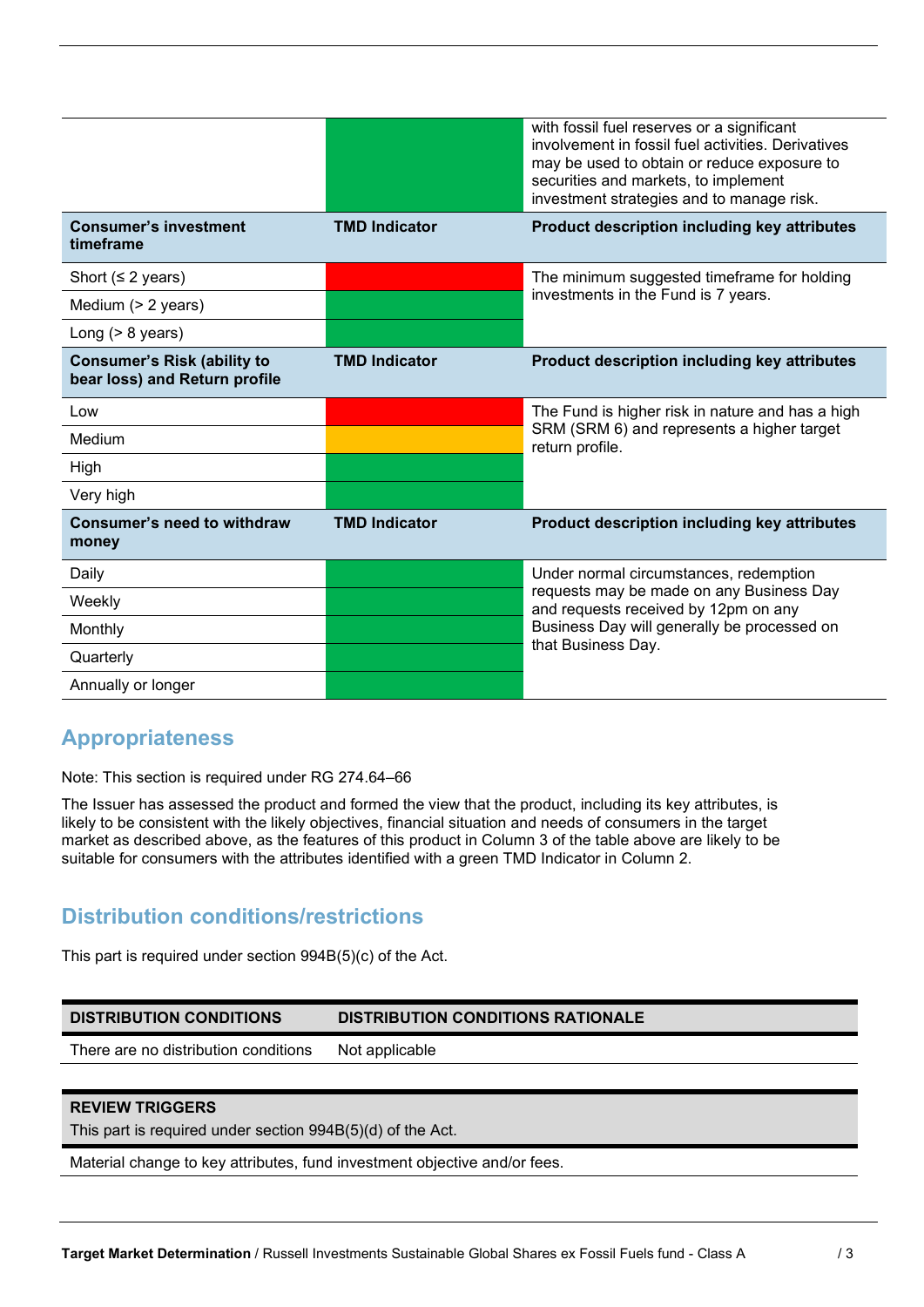| | | |
|---|---|---|
| | Green | with fossil fuel reserves or a significant involvement in fossil fuel activities. Derivatives may be used to obtain or reduce exposure to securities and markets, to implement investment strategies and to manage risk. |
| **Consumer's investment timeframe** | **TMD Indicator** | **Product description including key attributes** |
| Short (≤ 2 years) | Red | The minimum suggested timeframe for holding investments in the Fund is 7 years. |
| Medium (> 2 years) | Green | |
| Long (> 8 years) | Green | |
| **Consumer's Risk (ability to bear loss) and Return profile** | **TMD Indicator** | **Product description including key attributes** |
| Low | Red | The Fund is higher risk in nature and has a high SRM (SRM 6) and represents a higher target return profile. |
| Medium | Amber | |
| High | Green | |
| Very high | Green | |
| **Consumer's need to withdraw money** | **TMD Indicator** | **Product description including key attributes** |
| Daily | Green | Under normal circumstances, redemption requests may be made on any Business Day and requests received by 12pm on any Business Day will generally be processed on that Business Day. |
| Weekly | Green | |
| Monthly | Green | |
| Quarterly | Green | |
| Annually or longer | Green | |

## Appropriateness

Note: This section is required under RG 274.64–66

The Issuer has assessed the product and formed the view that the product, including its key attributes, is likely to be consistent with the likely objectives, financial situation and needs of consumers in the target market as described above, as the features of this product in Column 3 of the table above are likely to be suitable for consumers with the attributes identified with a green TMD Indicator in Column 2.

## Distribution conditions/restrictions

This part is required under section 994B(5)(c) of the Act.

| DISTRIBUTION CONDITIONS | DISTRIBUTION CONDITIONS RATIONALE |
|---|---|
| There are no distribution conditions | Not applicable |

| REVIEW TRIGGERS<br>This part is required under section 994B(5)(d) of the Act. |
|---|
| Material change to key attributes, fund investment objective and/or fees. |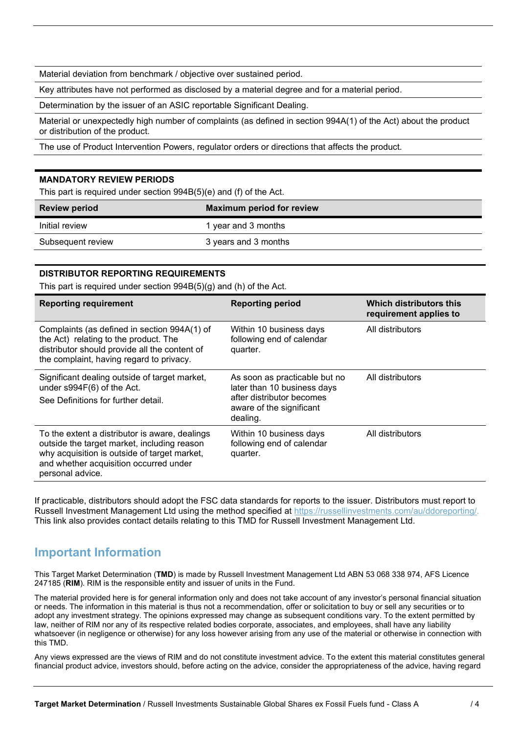| Material deviation from benchmark / objective over sustained period. |
|---|
| Key attributes have not performed as disclosed by a material degree and for a material period. |
| Determination by the issuer of an ASIC reportable Significant Dealing. |
| Material or unexpectedly high number of complaints (as defined in section 994A(1) of the Act) about the product or distribution of the product. |
| The use of Product Intervention Powers, regulator orders or directions that affects the product. |

**MANDATORY REVIEW PERIODS**

This part is required under section 994B(5)(e) and (f) of the Act.

| Review period | Maximum period for review |
|---|---|
| Initial review | 1 year and 3 months |
| Subsequent review | 3 years and 3 months |

**DISTRIBUTOR REPORTING REQUIREMENTS**

This part is required under section 994B(5)(g) and (h) of the Act.

| Reporting requirement | Reporting period | Which distributors this requirement applies to |
|---|---|---|
| Complaints (as defined in section 994A(1) of the Act) relating to the product. The distributor should provide all the content of the complaint, having regard to privacy. | Within 10 business days following end of calendar quarter. | All distributors |
| Significant dealing outside of target market, under s994F(6) of the Act. See Definitions for further detail. | As soon as practicable but no later than 10 business days after distributor becomes aware of the significant dealing. | All distributors |
| To the extent a distributor is aware, dealings outside the target market, including reason why acquisition is outside of target market, and whether acquisition occurred under personal advice. | Within 10 business days following end of calendar quarter. | All distributors |

If practicable, distributors should adopt the FSC data standards for reports to the issuer. Distributors must report to Russell Investment Management Ltd using the method specified at https://russellinvestments.com/au/ddoreporting/. This link also provides contact details relating to this TMD for Russell Investment Management Ltd.

## Important Information

This Target Market Determination (**TMD**) is made by Russell Investment Management Ltd ABN 53 068 338 974, AFS Licence 247185 (**RIM**). RIM is the responsible entity and issuer of units in the Fund.

The material provided here is for general information only and does not take account of any investor's personal financial situation or needs. The information in this material is thus not a recommendation, offer or solicitation to buy or sell any securities or to adopt any investment strategy. The opinions expressed may change as subsequent conditions vary. To the extent permitted by law, neither of RIM nor any of its respective related bodies corporate, associates, and employees, shall have any liability whatsoever (in negligence or otherwise) for any loss however arising from any use of the material or otherwise in connection with this TMD.

Any views expressed are the views of RIM and do not constitute investment advice. To the extent this material constitutes general financial product advice, investors should, before acting on the advice, consider the appropriateness of the advice, having regard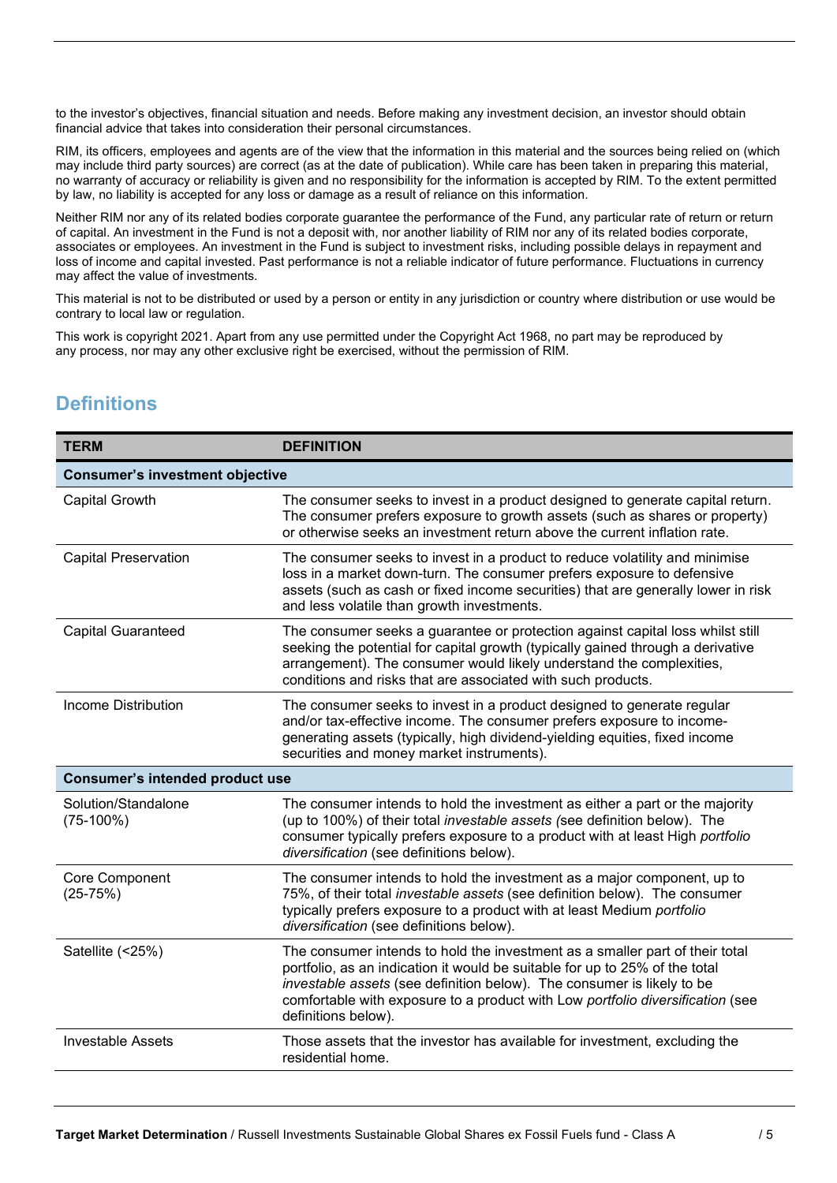to the investor's objectives, financial situation and needs. Before making any investment decision, an investor should obtain financial advice that takes into consideration their personal circumstances.

RIM, its officers, employees and agents are of the view that the information in this material and the sources being relied on (which may include third party sources) are correct (as at the date of publication). While care has been taken in preparing this material, no warranty of accuracy or reliability is given and no responsibility for the information is accepted by RIM. To the extent permitted by law, no liability is accepted for any loss or damage as a result of reliance on this information.

Neither RIM nor any of its related bodies corporate guarantee the performance of the Fund, any particular rate of return or return of capital. An investment in the Fund is not a deposit with, nor another liability of RIM nor any of its related bodies corporate, associates or employees. An investment in the Fund is subject to investment risks, including possible delays in repayment and loss of income and capital invested. Past performance is not a reliable indicator of future performance. Fluctuations in currency may affect the value of investments.

This material is not to be distributed or used by a person or entity in any jurisdiction or country where distribution or use would be contrary to local law or regulation.

This work is copyright 2021. Apart from any use permitted under the Copyright Act 1968, no part may be reproduced by any process, nor may any other exclusive right be exercised, without the permission of RIM.

## Definitions

| TERM | DEFINITION |
|---|---|
| **Consumer's investment objective** | |
| Capital Growth | The consumer seeks to invest in a product designed to generate capital return. The consumer prefers exposure to growth assets (such as shares or property) or otherwise seeks an investment return above the current inflation rate. |
| Capital Preservation | The consumer seeks to invest in a product to reduce volatility and minimise loss in a market down-turn. The consumer prefers exposure to defensive assets (such as cash or fixed income securities) that are generally lower in risk and less volatile than growth investments. |
| Capital Guaranteed | The consumer seeks a guarantee or protection against capital loss whilst still seeking the potential for capital growth (typically gained through a derivative arrangement). The consumer would likely understand the complexities, conditions and risks that are associated with such products. |
| Income Distribution | The consumer seeks to invest in a product designed to generate regular and/or tax-effective income. The consumer prefers exposure to income-generating assets (typically, high dividend-yielding equities, fixed income securities and money market instruments). |
| **Consumer's intended product use** | |
| Solution/Standalone (75-100%) | The consumer intends to hold the investment as either a part or the majority (up to 100%) of their total *investable assets (*see definition below). The consumer typically prefers exposure to a product with at least High *portfolio diversification* (see definitions below). |
| Core Component (25-75%) | The consumer intends to hold the investment as a major component, up to 75%, of their total *investable assets* (see definition below). The consumer typically prefers exposure to a product with at least Medium *portfolio diversification* (see definitions below). |
| Satellite (<25%) | The consumer intends to hold the investment as a smaller part of their total portfolio, as an indication it would be suitable for up to 25% of the total *investable assets* (see definition below). The consumer is likely to be comfortable with exposure to a product with Low *portfolio diversification* (see definitions below). |
| Investable Assets | Those assets that the investor has available for investment, excluding the residential home. |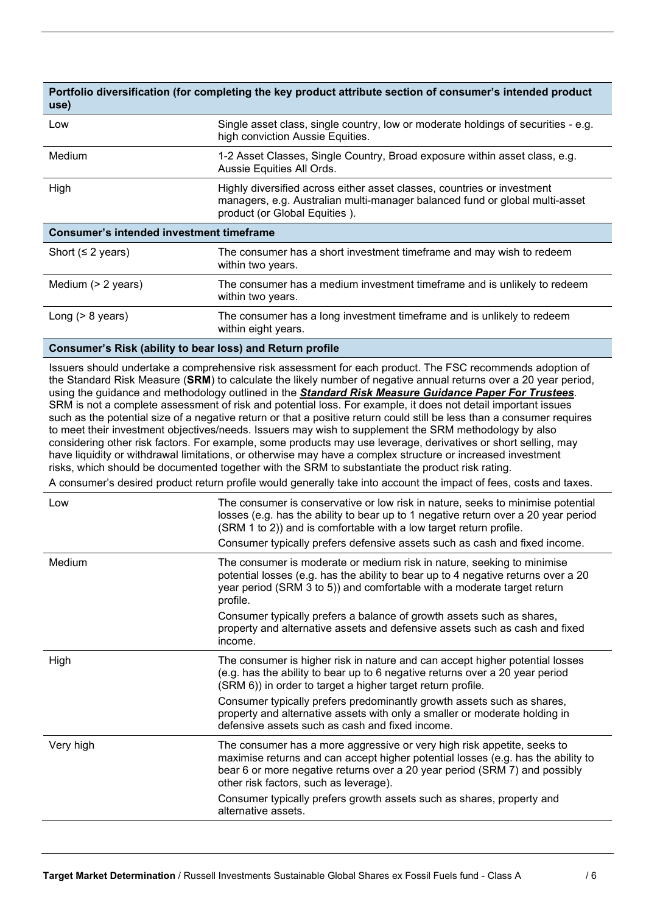| Portfolio diversification (for completing the key product attribute section of consumer's intended product use) | |
|---|---|
| Low | Single asset class, single country, low or moderate holdings of securities - e.g. high conviction Aussie Equities. |
| Medium | 1-2 Asset Classes, Single Country, Broad exposure within asset class, e.g. Aussie Equities All Ords. |
| High | Highly diversified across either asset classes, countries or investment managers, e.g. Australian multi-manager balanced fund or global multi-asset product (or Global Equities ). |

| Consumer's intended investment timeframe | |
|---|---|
| Short (≤ 2 years) | The consumer has a short investment timeframe and may wish to redeem within two years. |
| Medium (> 2 years) | The consumer has a medium investment timeframe and is unlikely to redeem within two years. |
| Long (> 8 years) | The consumer has a long investment timeframe and is unlikely to redeem within eight years. |

**Consumer's Risk (ability to bear loss) and Return profile**

Issuers should undertake a comprehensive risk assessment for each product. The FSC recommends adoption of the Standard Risk Measure (**SRM**) to calculate the likely number of negative annual returns over a 20 year period, using the guidance and methodology outlined in the ***Standard Risk Measure Guidance Paper For Trustees***. SRM is not a complete assessment of risk and potential loss. For example, it does not detail important issues such as the potential size of a negative return or that a positive return could still be less than a consumer requires to meet their investment objectives/needs. Issuers may wish to supplement the SRM methodology by also considering other risk factors. For example, some products may use leverage, derivatives or short selling, may have liquidity or withdrawal limitations, or otherwise may have a complex structure or increased investment risks, which should be documented together with the SRM to substantiate the product risk rating.

A consumer's desired product return profile would generally take into account the impact of fees, costs and taxes.

| | |
|---|---|
| Low | The consumer is conservative or low risk in nature, seeks to minimise potential losses (e.g. has the ability to bear up to 1 negative return over a 20 year period (SRM 1 to 2)) and is comfortable with a low target return profile.<br>Consumer typically prefers defensive assets such as cash and fixed income. |
| Medium | The consumer is moderate or medium risk in nature, seeking to minimise potential losses (e.g. has the ability to bear up to 4 negative returns over a 20 year period (SRM 3 to 5)) and comfortable with a moderate target return profile.<br>Consumer typically prefers a balance of growth assets such as shares, property and alternative assets and defensive assets such as cash and fixed income. |
| High | The consumer is higher risk in nature and can accept higher potential losses (e.g. has the ability to bear up to 6 negative returns over a 20 year period (SRM 6)) in order to target a higher target return profile.<br>Consumer typically prefers predominantly growth assets such as shares, property and alternative assets with only a smaller or moderate holding in defensive assets such as cash and fixed income. |
| Very high | The consumer has a more aggressive or very high risk appetite, seeks to maximise returns and can accept higher potential losses (e.g. has the ability to bear 6 or more negative returns over a 20 year period (SRM 7) and possibly other risk factors, such as leverage).<br>Consumer typically prefers growth assets such as shares, property and alternative assets. |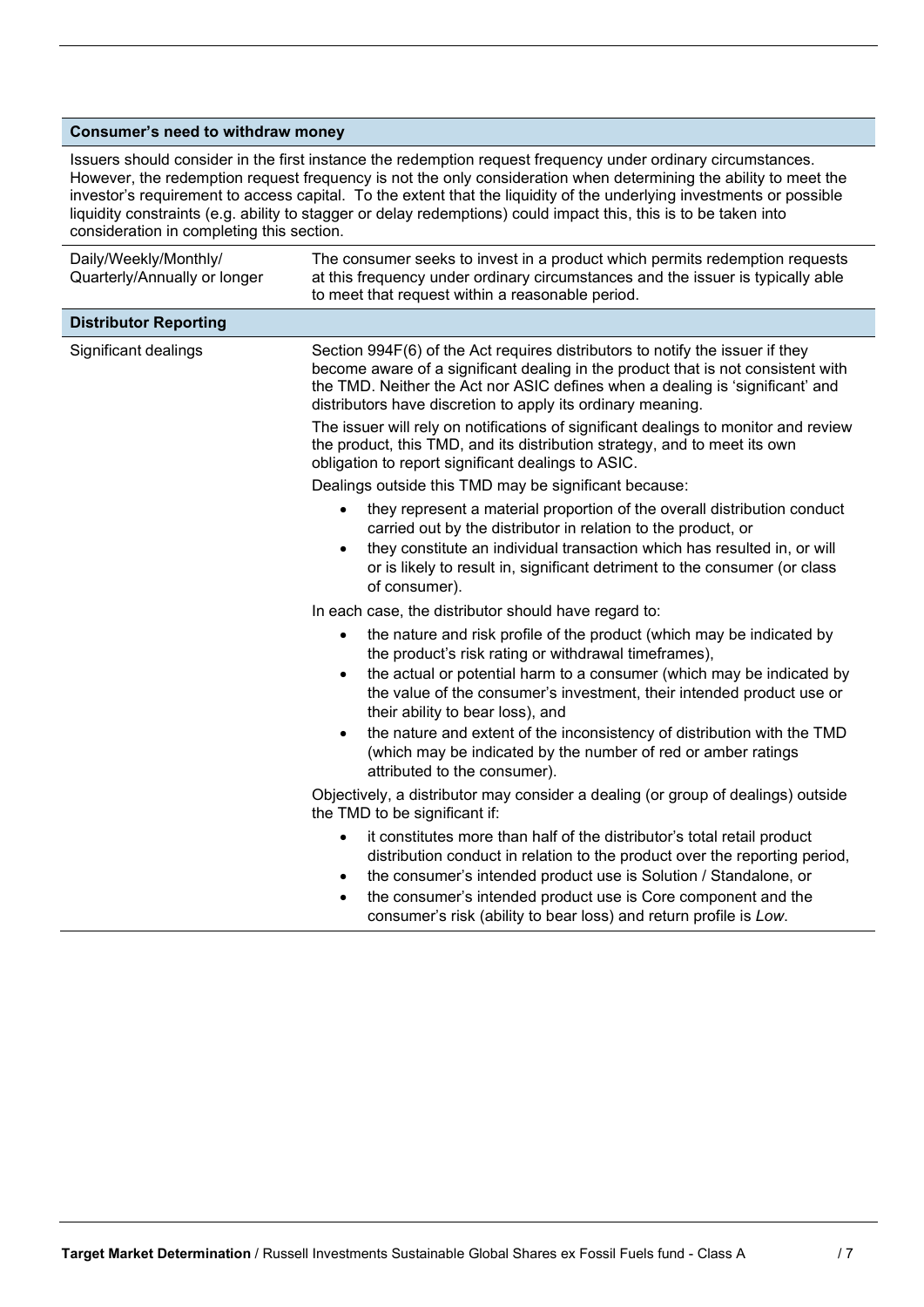| | |
|---|---|
| **Consumer's need to withdraw money** | |
| Issuers should consider in the first instance the redemption request frequency under ordinary circumstances. However, the redemption request frequency is not the only consideration when determining the ability to meet the investor's requirement to access capital. To the extent that the liquidity of the underlying investments or possible liquidity constraints (e.g. ability to stagger or delay redemptions) could impact this, this is to be taken into consideration in completing this section. | |
| Daily/Weekly/Monthly/ Quarterly/Annually or longer | The consumer seeks to invest in a product which permits redemption requests at this frequency under ordinary circumstances and the issuer is typically able to meet that request within a reasonable period. |
| **Distributor Reporting** | |
| Significant dealings | Section 994F(6) of the Act requires distributors to notify the issuer if they become aware of a significant dealing in the product that is not consistent with the TMD. Neither the Act nor ASIC defines when a dealing is 'significant' and distributors have discretion to apply its ordinary meaning.<br><br>The issuer will rely on notifications of significant dealings to monitor and review the product, this TMD, and its distribution strategy, and to meet its own obligation to report significant dealings to ASIC.<br><br>Dealings outside this TMD may be significant because:<br>• they represent a material proportion of the overall distribution conduct carried out by the distributor in relation to the product, or<br>• they constitute an individual transaction which has resulted in, or will or is likely to result in, significant detriment to the consumer (or class of consumer).<br><br>In each case, the distributor should have regard to:<br>• the nature and risk profile of the product (which may be indicated by the product's risk rating or withdrawal timeframes),<br>• the actual or potential harm to a consumer (which may be indicated by the value of the consumer's investment, their intended product use or their ability to bear loss), and<br>• the nature and extent of the inconsistency of distribution with the TMD (which may be indicated by the number of red or amber ratings attributed to the consumer).<br><br>Objectively, a distributor may consider a dealing (or group of dealings) outside the TMD to be significant if:<br>• it constitutes more than half of the distributor's total retail product distribution conduct in relation to the product over the reporting period,<br>• the consumer's intended product use is Solution / Standalone, or<br>• the consumer's intended product use is Core component and the consumer's risk (ability to bear loss) and return profile is *Low*. |